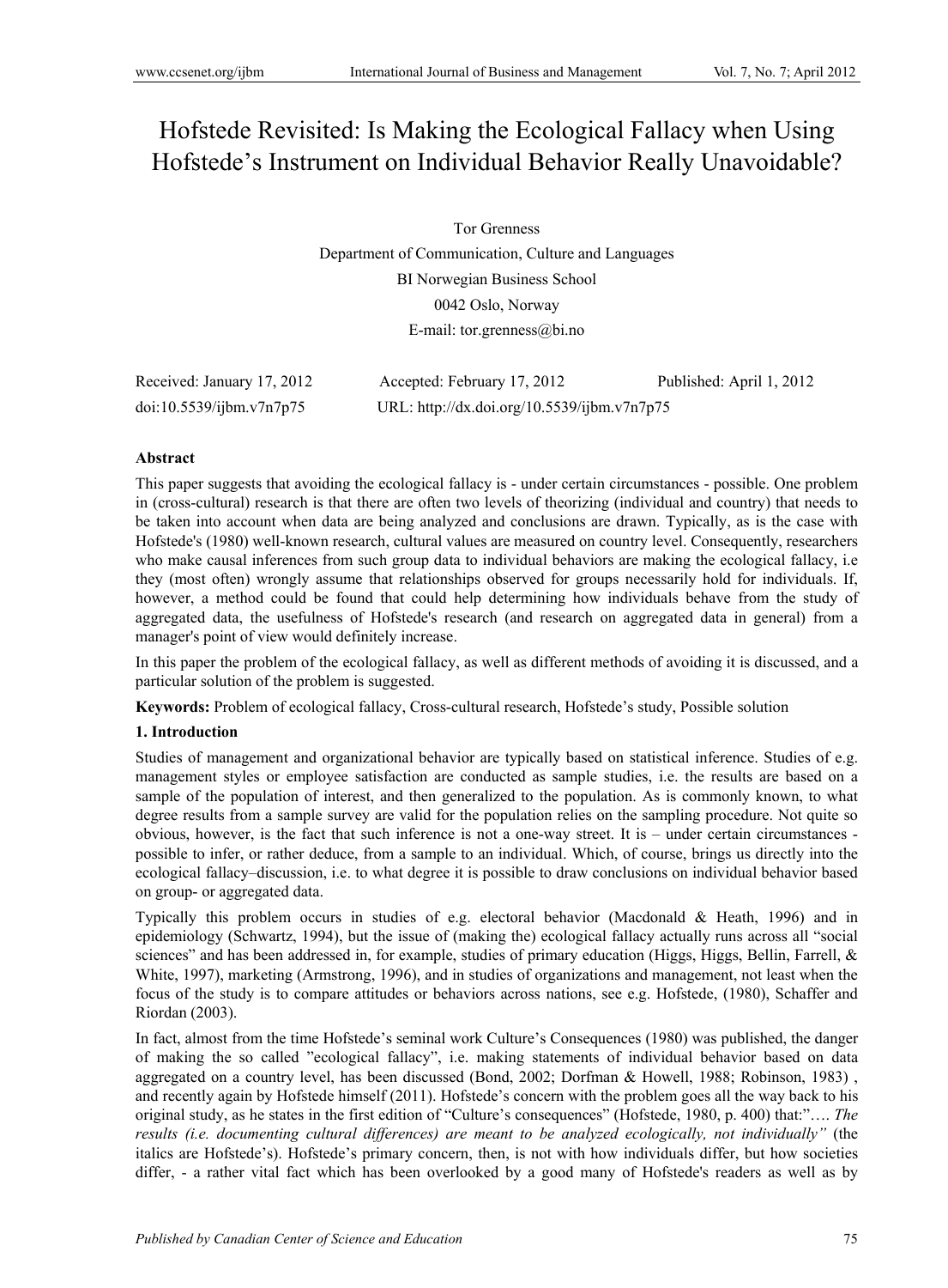# Hofstede Revisited: Is Making the Ecological Fallacy when Using Hofstede's Instrument on Individual Behavior Really Unavoidable?

Tor Grenness

Department of Communication, Culture and Languages

BI Norwegian Business School

0042 Oslo, Norway

E-mail: tor.grenness@bi.no

Received: January 17, 2012 Accepted: February 17, 2012 Published: April 1, 2012

doi:10.5539/ijbm.v7n7p75 URL: http://dx.doi.org/10.5539/ijbm.v7n7p75

## Abstract

This paper suggests that avoiding the ecological fallacy is - under certain circumstances - possible. One problem in (cross-cultural) research is that there are often two levels of theorizing (individual and country) that needs to be taken into account when data are being analyzed and conclusions are drawn. Typically, as is the case with Hofstede's (1980) well-known research, cultural values are measured on country level. Consequently, researchers who make causal inferences from such group data to individual behaviors are making the ecological fallacy, i.e they (most often) wrongly assume that relationships observed for groups necessarily hold for individuals. If, however, a method could be found that could help determining how individuals behave from the study of aggregated data, the usefulness of Hofstede's research (and research on aggregated data in general) from a manager's point of view would definitely increase.

In this paper the problem of the ecological fallacy, as well as different methods of avoiding it is discussed, and a particular solution of the problem is suggested.

**Keywords:** Problem of ecological fallacy, Cross-cultural research, Hofstede's study, Possible solution

## 1. Introduction

Studies of management and organizational behavior are typically based on statistical inference. Studies of e.g. management styles or employee satisfaction are conducted as sample studies, i.e. the results are based on a sample of the population of interest, and then generalized to the population. As is commonly known, to what degree results from a sample survey are valid for the population relies on the sampling procedure. Not quite so obvious, however, is the fact that such inference is not a one-way street. It is – under certain circumstances - possible to infer, or rather deduce, from a sample to an individual. Which, of course, brings us directly into the ecological fallacy–discussion, i.e. to what degree it is possible to draw conclusions on individual behavior based on group- or aggregated data.

Typically this problem occurs in studies of e.g. electoral behavior (Macdonald & Heath, 1996) and in epidemiology (Schwartz, 1994), but the issue of (making the) ecological fallacy actually runs across all "social sciences" and has been addressed in, for example, studies of primary education (Higgs, Higgs, Bellin, Farrell, & White, 1997), marketing (Armstrong, 1996), and in studies of organizations and management, not least when the focus of the study is to compare attitudes or behaviors across nations, see e.g. Hofstede, (1980), Schaffer and Riordan (2003).

In fact, almost from the time Hofstede's seminal work Culture's Consequences (1980) was published, the danger of making the so called "ecological fallacy", i.e. making statements of individual behavior based on data aggregated on a country level, has been discussed (Bond, 2002; Dorfman & Howell, 1988; Robinson, 1983) , and recently again by Hofstede himself (2011). Hofstede's concern with the problem goes all the way back to his original study, as he states in the first edition of "Culture's consequences" (Hofstede, 1980, p. 400) that:"…. *The results (i.e. documenting cultural differences) are meant to be analyzed ecologically, not individually"* (the italics are Hofstede's). Hofstede's primary concern, then, is not with how individuals differ, but how societies differ, - a rather vital fact which has been overlooked by a good many of Hofstede's readers as well as by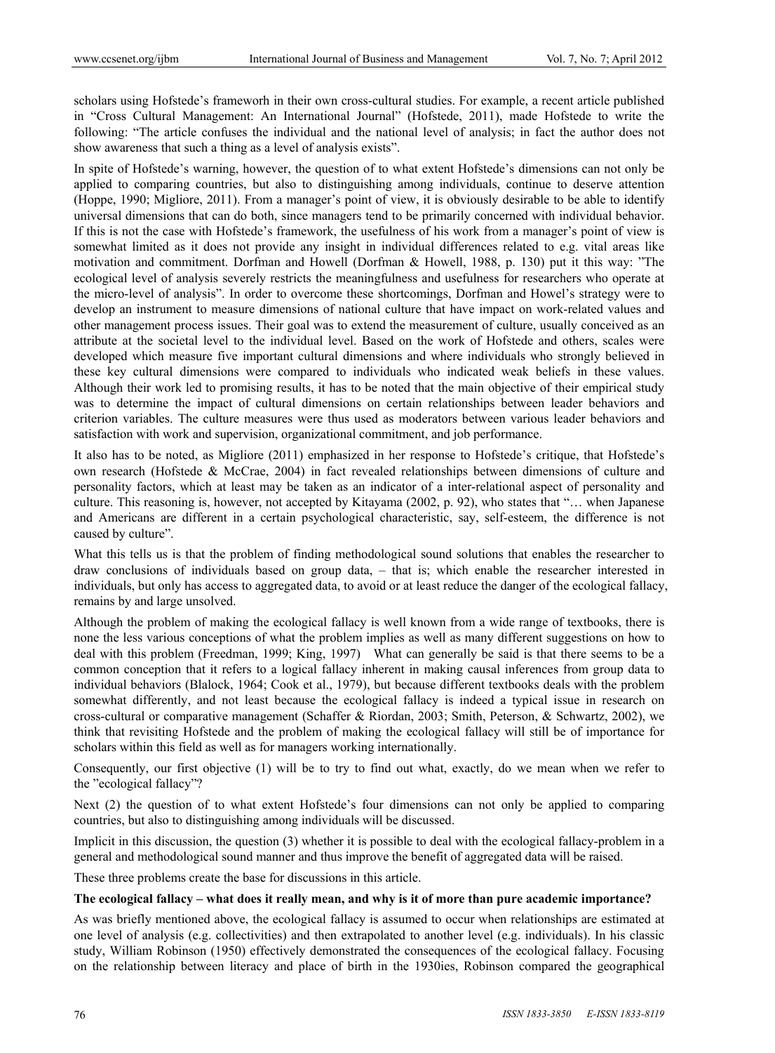scholars using Hofstede's frameworh in their own cross-cultural studies. For example, a recent article published in "Cross Cultural Management: An International Journal" (Hofstede, 2011), made Hofstede to write the following: "The article confuses the individual and the national level of analysis; in fact the author does not show awareness that such a thing as a level of analysis exists".

In spite of Hofstede's warning, however, the question of to what extent Hofstede's dimensions can not only be applied to comparing countries, but also to distinguishing among individuals, continue to deserve attention (Hoppe, 1990; Migliore, 2011). From a manager's point of view, it is obviously desirable to be able to identify universal dimensions that can do both, since managers tend to be primarily concerned with individual behavior. If this is not the case with Hofstede's framework, the usefulness of his work from a manager's point of view is somewhat limited as it does not provide any insight in individual differences related to e.g. vital areas like motivation and commitment. Dorfman and Howell (Dorfman & Howell, 1988, p. 130) put it this way: "The ecological level of analysis severely restricts the meaningfulness and usefulness for researchers who operate at the micro-level of analysis". In order to overcome these shortcomings, Dorfman and Howel's strategy were to develop an instrument to measure dimensions of national culture that have impact on work-related values and other management process issues. Their goal was to extend the measurement of culture, usually conceived as an attribute at the societal level to the individual level. Based on the work of Hofstede and others, scales were developed which measure five important cultural dimensions and where individuals who strongly believed in these key cultural dimensions were compared to individuals who indicated weak beliefs in these values. Although their work led to promising results, it has to be noted that the main objective of their empirical study was to determine the impact of cultural dimensions on certain relationships between leader behaviors and criterion variables. The culture measures were thus used as moderators between various leader behaviors and satisfaction with work and supervision, organizational commitment, and job performance.

It also has to be noted, as Migliore (2011) emphasized in her response to Hofstede's critique, that Hofstede's own research (Hofstede & McCrae, 2004) in fact revealed relationships between dimensions of culture and personality factors, which at least may be taken as an indicator of a inter-relational aspect of personality and culture. This reasoning is, however, not accepted by Kitayama (2002, p. 92), who states that "… when Japanese and Americans are different in a certain psychological characteristic, say, self-esteem, the difference is not caused by culture".

What this tells us is that the problem of finding methodological sound solutions that enables the researcher to draw conclusions of individuals based on group data, – that is; which enable the researcher interested in individuals, but only has access to aggregated data, to avoid or at least reduce the danger of the ecological fallacy, remains by and large unsolved.

Although the problem of making the ecological fallacy is well known from a wide range of textbooks, there is none the less various conceptions of what the problem implies as well as many different suggestions on how to deal with this problem (Freedman, 1999; King, 1997) What can generally be said is that there seems to be a common conception that it refers to a logical fallacy inherent in making causal inferences from group data to individual behaviors (Blalock, 1964; Cook et al., 1979), but because different textbooks deals with the problem somewhat differently, and not least because the ecological fallacy is indeed a typical issue in research on cross-cultural or comparative management (Schaffer & Riordan, 2003; Smith, Peterson, & Schwartz, 2002), we think that revisiting Hofstede and the problem of making the ecological fallacy will still be of importance for scholars within this field as well as for managers working internationally.

Consequently, our first objective (1) will be to try to find out what, exactly, do we mean when we refer to the "ecological fallacy"?

Next (2) the question of to what extent Hofstede's four dimensions can not only be applied to comparing countries, but also to distinguishing among individuals will be discussed.

Implicit in this discussion, the question (3) whether it is possible to deal with the ecological fallacy-problem in a general and methodological sound manner and thus improve the benefit of aggregated data will be raised.

These three problems create the base for discussions in this article.

**The ecological fallacy – what does it really mean, and why is it of more than pure academic importance?**

As was briefly mentioned above, the ecological fallacy is assumed to occur when relationships are estimated at one level of analysis (e.g. collectivities) and then extrapolated to another level (e.g. individuals). In his classic study, William Robinson (1950) effectively demonstrated the consequences of the ecological fallacy. Focusing on the relationship between literacy and place of birth in the 1930ies, Robinson compared the geographical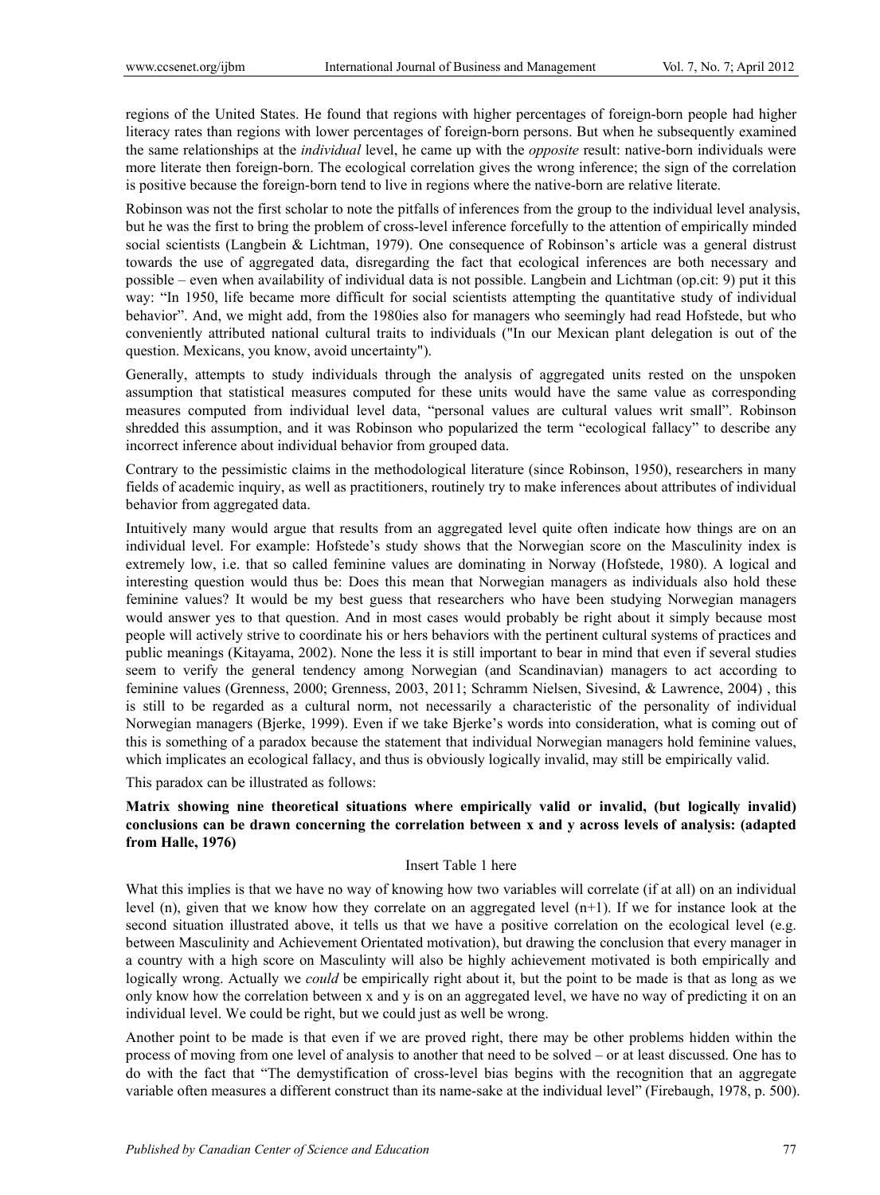regions of the United States. He found that regions with higher percentages of foreign-born people had higher literacy rates than regions with lower percentages of foreign-born persons. But when he subsequently examined the same relationships at the *individual* level, he came up with the *opposite* result: native-born individuals were more literate then foreign-born. The ecological correlation gives the wrong inference; the sign of the correlation is positive because the foreign-born tend to live in regions where the native-born are relative literate.

Robinson was not the first scholar to note the pitfalls of inferences from the group to the individual level analysis, but he was the first to bring the problem of cross-level inference forcefully to the attention of empirically minded social scientists (Langbein & Lichtman, 1979). One consequence of Robinson's article was a general distrust towards the use of aggregated data, disregarding the fact that ecological inferences are both necessary and possible – even when availability of individual data is not possible. Langbein and Lichtman (op.cit: 9) put it this way: "In 1950, life became more difficult for social scientists attempting the quantitative study of individual behavior". And, we might add, from the 1980ies also for managers who seemingly had read Hofstede, but who conveniently attributed national cultural traits to individuals ("In our Mexican plant delegation is out of the question. Mexicans, you know, avoid uncertainty").

Generally, attempts to study individuals through the analysis of aggregated units rested on the unspoken assumption that statistical measures computed for these units would have the same value as corresponding measures computed from individual level data, "personal values are cultural values writ small". Robinson shredded this assumption, and it was Robinson who popularized the term "ecological fallacy" to describe any incorrect inference about individual behavior from grouped data.

Contrary to the pessimistic claims in the methodological literature (since Robinson, 1950), researchers in many fields of academic inquiry, as well as practitioners, routinely try to make inferences about attributes of individual behavior from aggregated data.

Intuitively many would argue that results from an aggregated level quite often indicate how things are on an individual level. For example: Hofstede's study shows that the Norwegian score on the Masculinity index is extremely low, i.e. that so called feminine values are dominating in Norway (Hofstede, 1980). A logical and interesting question would thus be: Does this mean that Norwegian managers as individuals also hold these feminine values? It would be my best guess that researchers who have been studying Norwegian managers would answer yes to that question. And in most cases would probably be right about it simply because most people will actively strive to coordinate his or hers behaviors with the pertinent cultural systems of practices and public meanings (Kitayama, 2002). None the less it is still important to bear in mind that even if several studies seem to verify the general tendency among Norwegian (and Scandinavian) managers to act according to feminine values (Grenness, 2000; Grenness, 2003, 2011; Schramm Nielsen, Sivesind, & Lawrence, 2004) , this is still to be regarded as a cultural norm, not necessarily a characteristic of the personality of individual Norwegian managers (Bjerke, 1999). Even if we take Bjerke's words into consideration, what is coming out of this is something of a paradox because the statement that individual Norwegian managers hold feminine values, which implicates an ecological fallacy, and thus is obviously logically invalid, may still be empirically valid.

This paradox can be illustrated as follows:

**Matrix showing nine theoretical situations where empirically valid or invalid, (but logically invalid) conclusions can be drawn concerning the correlation between x and y across levels of analysis: (adapted from Halle, 1976)**

Insert Table 1 here

What this implies is that we have no way of knowing how two variables will correlate (if at all) on an individual level (n), given that we know how they correlate on an aggregated level (n+1). If we for instance look at the second situation illustrated above, it tells us that we have a positive correlation on the ecological level (e.g. between Masculinity and Achievement Orientated motivation), but drawing the conclusion that every manager in a country with a high score on Masculinty will also be highly achievement motivated is both empirically and logically wrong. Actually we *could* be empirically right about it, but the point to be made is that as long as we only know how the correlation between x and y is on an aggregated level, we have no way of predicting it on an individual level. We could be right, but we could just as well be wrong.

Another point to be made is that even if we are proved right, there may be other problems hidden within the process of moving from one level of analysis to another that need to be solved – or at least discussed. One has to do with the fact that "The demystification of cross-level bias begins with the recognition that an aggregate variable often measures a different construct than its name-sake at the individual level" (Firebaugh, 1978, p. 500).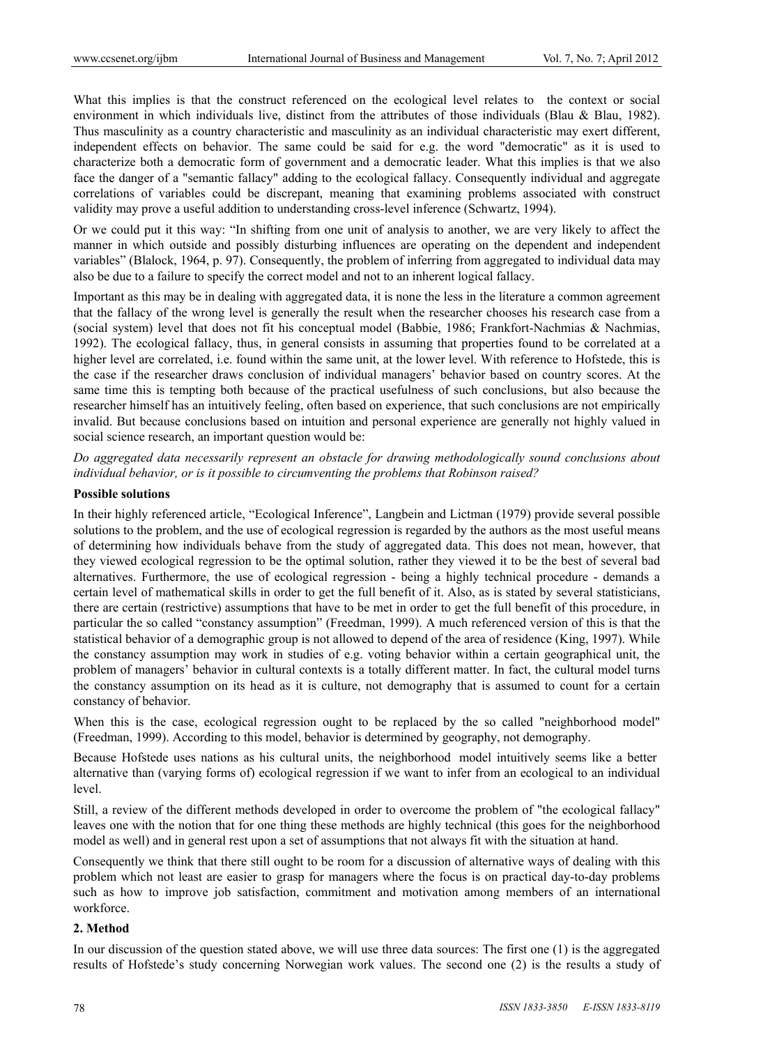What this implies is that the construct referenced on the ecological level relates to the context or social environment in which individuals live, distinct from the attributes of those individuals (Blau & Blau, 1982). Thus masculinity as a country characteristic and masculinity as an individual characteristic may exert different, independent effects on behavior. The same could be said for e.g. the word "democratic" as it is used to characterize both a democratic form of government and a democratic leader. What this implies is that we also face the danger of a "semantic fallacy" adding to the ecological fallacy. Consequently individual and aggregate correlations of variables could be discrepant, meaning that examining problems associated with construct validity may prove a useful addition to understanding cross-level inference (Schwartz, 1994).

Or we could put it this way: "In shifting from one unit of analysis to another, we are very likely to affect the manner in which outside and possibly disturbing influences are operating on the dependent and independent variables" (Blalock, 1964, p. 97). Consequently, the problem of inferring from aggregated to individual data may also be due to a failure to specify the correct model and not to an inherent logical fallacy.

Important as this may be in dealing with aggregated data, it is none the less in the literature a common agreement that the fallacy of the wrong level is generally the result when the researcher chooses his research case from a (social system) level that does not fit his conceptual model (Babbie, 1986; Frankfort-Nachmias & Nachmias, 1992). The ecological fallacy, thus, in general consists in assuming that properties found to be correlated at a higher level are correlated, i.e. found within the same unit, at the lower level. With reference to Hofstede, this is the case if the researcher draws conclusion of individual managers' behavior based on country scores. At the same time this is tempting both because of the practical usefulness of such conclusions, but also because the researcher himself has an intuitively feeling, often based on experience, that such conclusions are not empirically invalid. But because conclusions based on intuition and personal experience are generally not highly valued in social science research, an important question would be:

*Do aggregated data necessarily represent an obstacle for drawing methodologically sound conclusions about individual behavior, or is it possible to circumventing the problems that Robinson raised?*

**Possible solutions**

In their highly referenced article, "Ecological Inference", Langbein and Lictman (1979) provide several possible solutions to the problem, and the use of ecological regression is regarded by the authors as the most useful means of determining how individuals behave from the study of aggregated data. This does not mean, however, that they viewed ecological regression to be the optimal solution, rather they viewed it to be the best of several bad alternatives. Furthermore, the use of ecological regression - being a highly technical procedure - demands a certain level of mathematical skills in order to get the full benefit of it. Also, as is stated by several statisticians, there are certain (restrictive) assumptions that have to be met in order to get the full benefit of this procedure, in particular the so called "constancy assumption" (Freedman, 1999). A much referenced version of this is that the statistical behavior of a demographic group is not allowed to depend of the area of residence (King, 1997). While the constancy assumption may work in studies of e.g. voting behavior within a certain geographical unit, the problem of managers' behavior in cultural contexts is a totally different matter. In fact, the cultural model turns the constancy assumption on its head as it is culture, not demography that is assumed to count for a certain constancy of behavior.

When this is the case, ecological regression ought to be replaced by the so called "neighborhood model" (Freedman, 1999). According to this model, behavior is determined by geography, not demography.

Because Hofstede uses nations as his cultural units, the neighborhood model intuitively seems like a better alternative than (varying forms of) ecological regression if we want to infer from an ecological to an individual level.

Still, a review of the different methods developed in order to overcome the problem of "the ecological fallacy" leaves one with the notion that for one thing these methods are highly technical (this goes for the neighborhood model as well) and in general rest upon a set of assumptions that not always fit with the situation at hand.

Consequently we think that there still ought to be room for a discussion of alternative ways of dealing with this problem which not least are easier to grasp for managers where the focus is on practical day-to-day problems such as how to improve job satisfaction, commitment and motivation among members of an international workforce.

## 2. Method

In our discussion of the question stated above, we will use three data sources: The first one (1) is the aggregated results of Hofstede's study concerning Norwegian work values. The second one (2) is the results a study of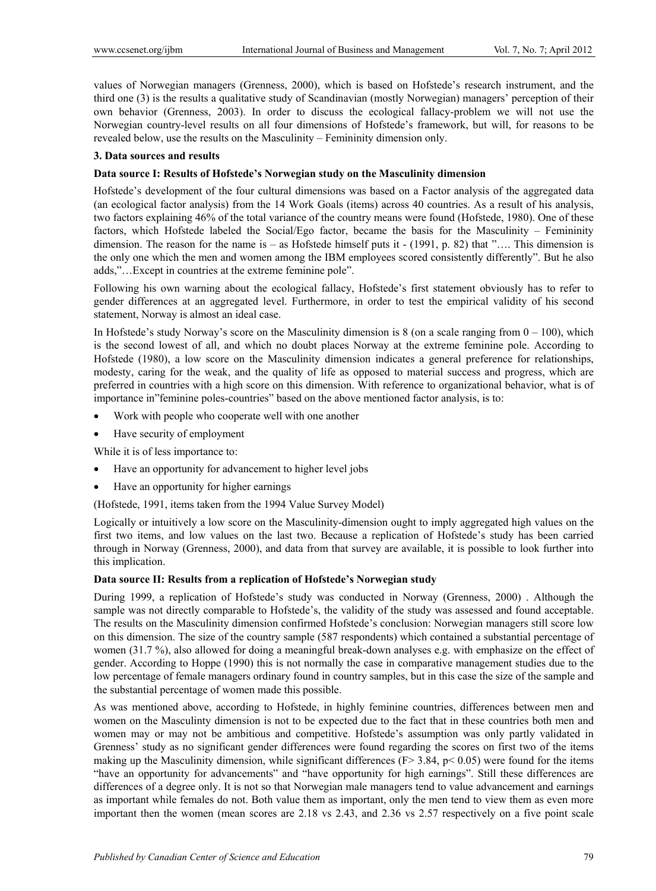values of Norwegian managers (Grenness, 2000), which is based on Hofstede's research instrument, and the third one (3) is the results a qualitative study of Scandinavian (mostly Norwegian) managers' perception of their own behavior (Grenness, 2003). In order to discuss the ecological fallacy-problem we will not use the Norwegian country-level results on all four dimensions of Hofstede's framework, but will, for reasons to be revealed below, use the results on the Masculinity – Femininity dimension only.

### 3. Data sources and results

**Data source I: Results of Hofstede's Norwegian study on the Masculinity dimension**

Hofstede's development of the four cultural dimensions was based on a Factor analysis of the aggregated data (an ecological factor analysis) from the 14 Work Goals (items) across 40 countries. As a result of his analysis, two factors explaining 46% of the total variance of the country means were found (Hofstede, 1980). One of these factors, which Hofstede labeled the Social/Ego factor, became the basis for the Masculinity – Femininity dimension. The reason for the name is – as Hofstede himself puts it - (1991, p. 82) that "…. This dimension is the only one which the men and women among the IBM employees scored consistently differently". But he also adds,"…Except in countries at the extreme feminine pole".

Following his own warning about the ecological fallacy, Hofstede's first statement obviously has to refer to gender differences at an aggregated level. Furthermore, in order to test the empirical validity of his second statement, Norway is almost an ideal case.

In Hofstede's study Norway's score on the Masculinity dimension is 8 (on a scale ranging from 0 – 100), which is the second lowest of all, and which no doubt places Norway at the extreme feminine pole. According to Hofstede (1980), a low score on the Masculinity dimension indicates a general preference for relationships, modesty, caring for the weak, and the quality of life as opposed to material success and progress, which are preferred in countries with a high score on this dimension. With reference to organizational behavior, what is of importance in"feminine poles-countries" based on the above mentioned factor analysis, is to:

- Work with people who cooperate well with one another
- Have security of employment

While it is of less importance to:

- Have an opportunity for advancement to higher level jobs
- Have an opportunity for higher earnings

(Hofstede, 1991, items taken from the 1994 Value Survey Model)

Logically or intuitively a low score on the Masculinity-dimension ought to imply aggregated high values on the first two items, and low values on the last two. Because a replication of Hofstede's study has been carried through in Norway (Grenness, 2000), and data from that survey are available, it is possible to look further into this implication.

**Data source II: Results from a replication of Hofstede's Norwegian study**

During 1999, a replication of Hofstede's study was conducted in Norway (Grenness, 2000) . Although the sample was not directly comparable to Hofstede's, the validity of the study was assessed and found acceptable. The results on the Masculinity dimension confirmed Hofstede's conclusion: Norwegian managers still score low on this dimension. The size of the country sample (587 respondents) which contained a substantial percentage of women (31.7 %), also allowed for doing a meaningful break-down analyses e.g. with emphasize on the effect of gender. According to Hoppe (1990) this is not normally the case in comparative management studies due to the low percentage of female managers ordinary found in country samples, but in this case the size of the sample and the substantial percentage of women made this possible.

As was mentioned above, according to Hofstede, in highly feminine countries, differences between men and women on the Masculinty dimension is not to be expected due to the fact that in these countries both men and women may or may not be ambitious and competitive. Hofstede's assumption was only partly validated in Grenness' study as no significant gender differences were found regarding the scores on first two of the items making up the Masculinity dimension, while significant differences ($F > 3.84$, $p < 0.05$) were found for the items "have an opportunity for advancements" and "have opportunity for high earnings". Still these differences are differences of a degree only. It is not so that Norwegian male managers tend to value advancement and earnings as important while females do not. Both value them as important, only the men tend to view them as even more important then the women (mean scores are 2.18 vs 2.43, and 2.36 vs 2.57 respectively on a five point scale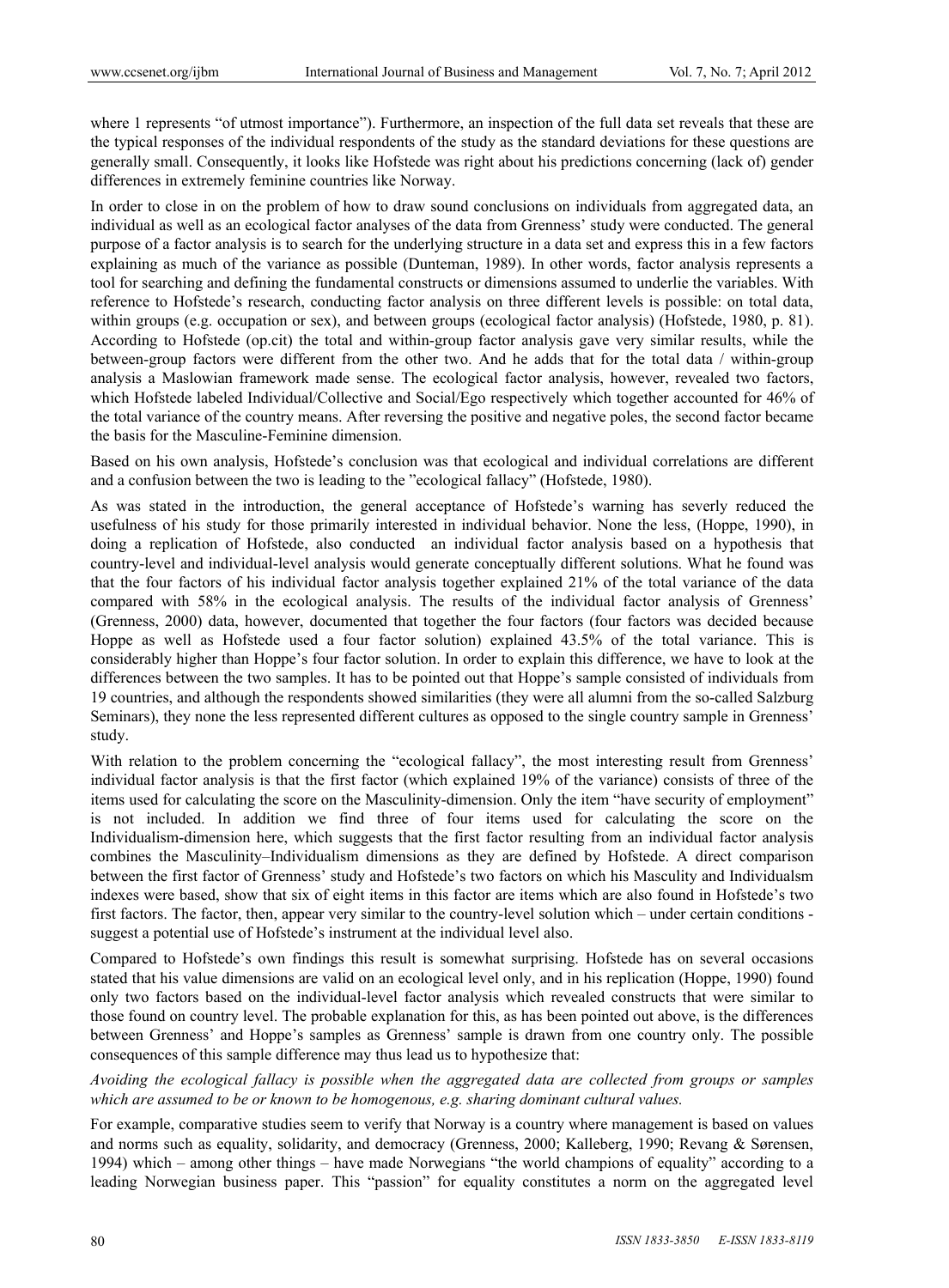where 1 represents "of utmost importance"). Furthermore, an inspection of the full data set reveals that these are the typical responses of the individual respondents of the study as the standard deviations for these questions are generally small. Consequently, it looks like Hofstede was right about his predictions concerning (lack of) gender differences in extremely feminine countries like Norway.

In order to close in on the problem of how to draw sound conclusions on individuals from aggregated data, an individual as well as an ecological factor analyses of the data from Grenness' study were conducted. The general purpose of a factor analysis is to search for the underlying structure in a data set and express this in a few factors explaining as much of the variance as possible (Dunteman, 1989). In other words, factor analysis represents a tool for searching and defining the fundamental constructs or dimensions assumed to underlie the variables. With reference to Hofstede's research, conducting factor analysis on three different levels is possible: on total data, within groups (e.g. occupation or sex), and between groups (ecological factor analysis) (Hofstede, 1980, p. 81). According to Hofstede (op.cit) the total and within-group factor analysis gave very similar results, while the between-group factors were different from the other two. And he adds that for the total data / within-group analysis a Maslowian framework made sense. The ecological factor analysis, however, revealed two factors, which Hofstede labeled Individual/Collective and Social/Ego respectively which together accounted for 46% of the total variance of the country means. After reversing the positive and negative poles, the second factor became the basis for the Masculine-Feminine dimension.

Based on his own analysis, Hofstede's conclusion was that ecological and individual correlations are different and a confusion between the two is leading to the "ecological fallacy" (Hofstede, 1980).

As was stated in the introduction, the general acceptance of Hofstede's warning has severly reduced the usefulness of his study for those primarily interested in individual behavior. None the less, (Hoppe, 1990), in doing a replication of Hofstede, also conducted an individual factor analysis based on a hypothesis that country-level and individual-level analysis would generate conceptually different solutions. What he found was that the four factors of his individual factor analysis together explained 21% of the total variance of the data compared with 58% in the ecological analysis. The results of the individual factor analysis of Grenness' (Grenness, 2000) data, however, documented that together the four factors (four factors was decided because Hoppe as well as Hofstede used a four factor solution) explained 43.5% of the total variance. This is considerably higher than Hoppe's four factor solution. In order to explain this difference, we have to look at the differences between the two samples. It has to be pointed out that Hoppe's sample consisted of individuals from 19 countries, and although the respondents showed similarities (they were all alumni from the so-called Salzburg Seminars), they none the less represented different cultures as opposed to the single country sample in Grenness' study.

With relation to the problem concerning the "ecological fallacy", the most interesting result from Grenness' individual factor analysis is that the first factor (which explained 19% of the variance) consists of three of the items used for calculating the score on the Masculinity-dimension. Only the item "have security of employment" is not included. In addition we find three of four items used for calculating the score on the Individualism-dimension here, which suggests that the first factor resulting from an individual factor analysis combines the Masculinity–Individualism dimensions as they are defined by Hofstede. A direct comparison between the first factor of Grenness' study and Hofstede's two factors on which his Masculity and Individualsm indexes were based, show that six of eight items in this factor are items which are also found in Hofstede's two first factors. The factor, then, appear very similar to the country-level solution which – under certain conditions - suggest a potential use of Hofstede's instrument at the individual level also.

Compared to Hofstede's own findings this result is somewhat surprising. Hofstede has on several occasions stated that his value dimensions are valid on an ecological level only, and in his replication (Hoppe, 1990) found only two factors based on the individual-level factor analysis which revealed constructs that were similar to those found on country level. The probable explanation for this, as has been pointed out above, is the differences between Grenness' and Hoppe's samples as Grenness' sample is drawn from one country only. The possible consequences of this sample difference may thus lead us to hypothesize that:

*Avoiding the ecological fallacy is possible when the aggregated data are collected from groups or samples which are assumed to be or known to be homogenous, e.g. sharing dominant cultural values.*

For example, comparative studies seem to verify that Norway is a country where management is based on values and norms such as equality, solidarity, and democracy (Grenness, 2000; Kalleberg, 1990; Revang & Sørensen, 1994) which – among other things – have made Norwegians "the world champions of equality" according to a leading Norwegian business paper. This "passion" for equality constitutes a norm on the aggregated level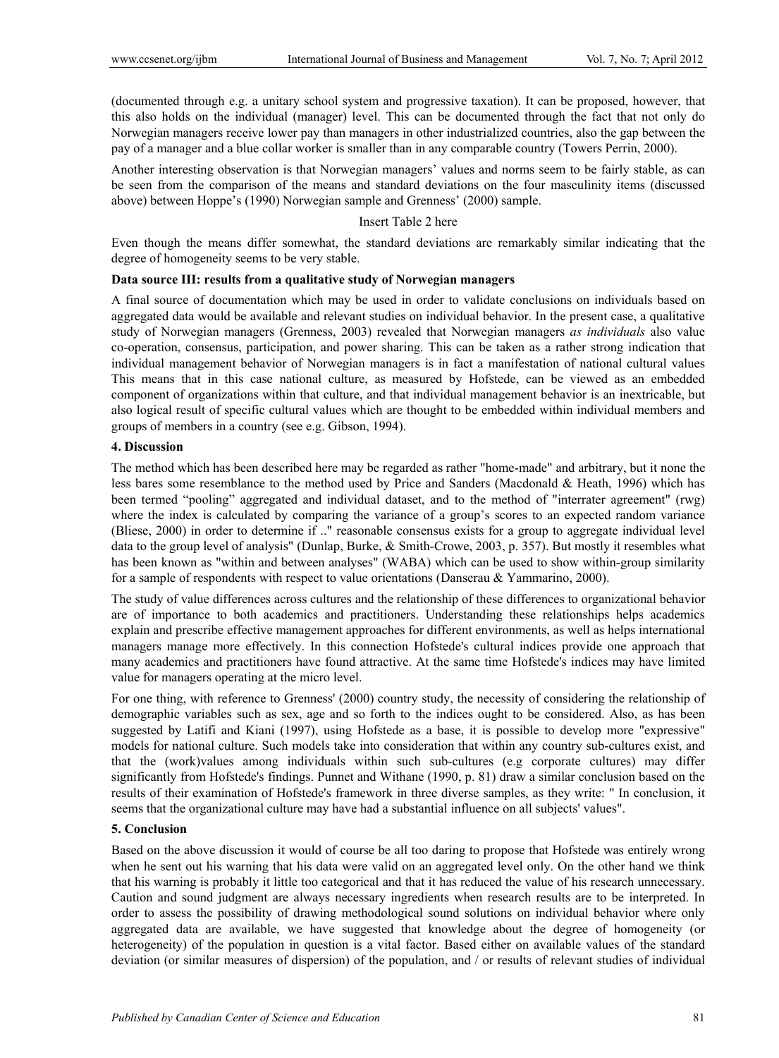(documented through e.g. a unitary school system and progressive taxation). It can be proposed, however, that this also holds on the individual (manager) level. This can be documented through the fact that not only do Norwegian managers receive lower pay than managers in other industrialized countries, also the gap between the pay of a manager and a blue collar worker is smaller than in any comparable country (Towers Perrin, 2000).

Another interesting observation is that Norwegian managers' values and norms seem to be fairly stable, as can be seen from the comparison of the means and standard deviations on the four masculinity items (discussed above) between Hoppe's (1990) Norwegian sample and Grenness' (2000) sample.

Insert Table 2 here

Even though the means differ somewhat, the standard deviations are remarkably similar indicating that the degree of homogeneity seems to be very stable.

**Data source III: results from a qualitative study of Norwegian managers**

A final source of documentation which may be used in order to validate conclusions on individuals based on aggregated data would be available and relevant studies on individual behavior. In the present case, a qualitative study of Norwegian managers (Grenness, 2003) revealed that Norwegian managers *as individuals* also value co-operation, consensus, participation, and power sharing. This can be taken as a rather strong indication that individual management behavior of Norwegian managers is in fact a manifestation of national cultural values This means that in this case national culture, as measured by Hofstede, can be viewed as an embedded component of organizations within that culture, and that individual management behavior is an inextricable, but also logical result of specific cultural values which are thought to be embedded within individual members and groups of members in a country (see e.g. Gibson, 1994).

## 4. Discussion

The method which has been described here may be regarded as rather "home-made" and arbitrary, but it none the less bares some resemblance to the method used by Price and Sanders (Macdonald & Heath, 1996) which has been termed "pooling" aggregated and individual dataset, and to the method of "interrater agreement" (rwg) where the index is calculated by comparing the variance of a group's scores to an expected random variance (Bliese, 2000) in order to determine if .." reasonable consensus exists for a group to aggregate individual level data to the group level of analysis" (Dunlap, Burke, & Smith-Crowe, 2003, p. 357). But mostly it resembles what has been known as "within and between analyses" (WABA) which can be used to show within-group similarity for a sample of respondents with respect to value orientations (Danserau & Yammarino, 2000).

The study of value differences across cultures and the relationship of these differences to organizational behavior are of importance to both academics and practitioners. Understanding these relationships helps academics explain and prescribe effective management approaches for different environments, as well as helps international managers manage more effectively. In this connection Hofstede's cultural indices provide one approach that many academics and practitioners have found attractive. At the same time Hofstede's indices may have limited value for managers operating at the micro level.

For one thing, with reference to Grenness' (2000) country study, the necessity of considering the relationship of demographic variables such as sex, age and so forth to the indices ought to be considered. Also, as has been suggested by Latifi and Kiani (1997), using Hofstede as a base, it is possible to develop more "expressive" models for national culture. Such models take into consideration that within any country sub-cultures exist, and that the (work)values among individuals within such sub-cultures (e.g corporate cultures) may differ significantly from Hofstede's findings. Punnet and Withane (1990, p. 81) draw a similar conclusion based on the results of their examination of Hofstede's framework in three diverse samples, as they write: " In conclusion, it seems that the organizational culture may have had a substantial influence on all subjects' values".

## 5. Conclusion

Based on the above discussion it would of course be all too daring to propose that Hofstede was entirely wrong when he sent out his warning that his data were valid on an aggregated level only. On the other hand we think that his warning is probably it little too categorical and that it has reduced the value of his research unnecessary. Caution and sound judgment are always necessary ingredients when research results are to be interpreted. In order to assess the possibility of drawing methodological sound solutions on individual behavior where only aggregated data are available, we have suggested that knowledge about the degree of homogeneity (or heterogeneity) of the population in question is a vital factor. Based either on available values of the standard deviation (or similar measures of dispersion) of the population, and / or results of relevant studies of individual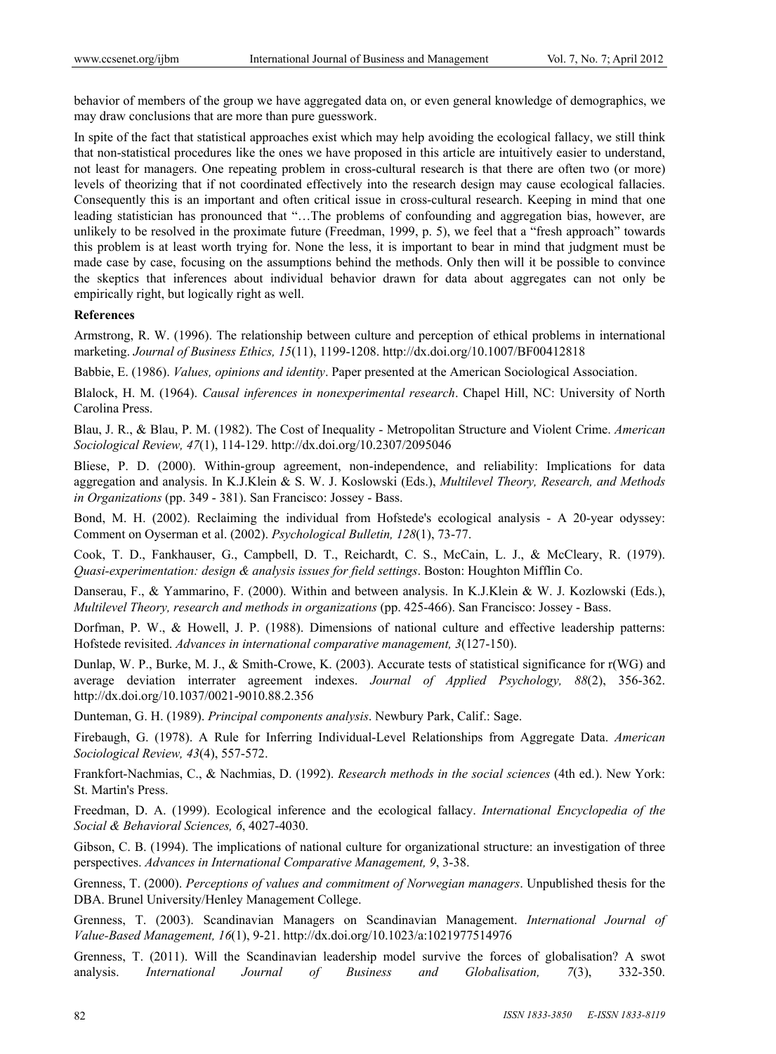behavior of members of the group we have aggregated data on, or even general knowledge of demographics, we may draw conclusions that are more than pure guesswork.

In spite of the fact that statistical approaches exist which may help avoiding the ecological fallacy, we still think that non-statistical procedures like the ones we have proposed in this article are intuitively easier to understand, not least for managers. One repeating problem in cross-cultural research is that there are often two (or more) levels of theorizing that if not coordinated effectively into the research design may cause ecological fallacies. Consequently this is an important and often critical issue in cross-cultural research. Keeping in mind that one leading statistician has pronounced that "…The problems of confounding and aggregation bias, however, are unlikely to be resolved in the proximate future (Freedman, 1999, p. 5), we feel that a "fresh approach" towards this problem is at least worth trying for. None the less, it is important to bear in mind that judgment must be made case by case, focusing on the assumptions behind the methods. Only then will it be possible to convince the skeptics that inferences about individual behavior drawn for data about aggregates can not only be empirically right, but logically right as well.

**References**

Armstrong, R. W. (1996). The relationship between culture and perception of ethical problems in international marketing. *Journal of Business Ethics, 15*(11), 1199-1208. http://dx.doi.org/10.1007/BF00412818

Babbie, E. (1986). *Values, opinions and identity*. Paper presented at the American Sociological Association.

Blalock, H. M. (1964). *Causal inferences in nonexperimental research*. Chapel Hill, NC: University of North Carolina Press.

Blau, J. R., & Blau, P. M. (1982). The Cost of Inequality - Metropolitan Structure and Violent Crime. *American Sociological Review, 47*(1), 114-129. http://dx.doi.org/10.2307/2095046

Bliese, P. D. (2000). Within-group agreement, non-independence, and reliability: Implications for data aggregation and analysis. In K.J.Klein & S. W. J. Koslowski (Eds.), *Multilevel Theory, Research, and Methods in Organizations* (pp. 349 - 381). San Francisco: Jossey - Bass.

Bond, M. H. (2002). Reclaiming the individual from Hofstede's ecological analysis - A 20-year odyssey: Comment on Oyserman et al. (2002). *Psychological Bulletin, 128*(1), 73-77.

Cook, T. D., Fankhauser, G., Campbell, D. T., Reichardt, C. S., McCain, L. J., & McCleary, R. (1979). *Quasi-experimentation: design & analysis issues for field settings*. Boston: Houghton Mifflin Co.

Danserau, F., & Yammarino, F. (2000). Within and between analysis. In K.J.Klein & W. J. Kozlowski (Eds.), *Multilevel Theory, research and methods in organizations* (pp. 425-466). San Francisco: Jossey - Bass.

Dorfman, P. W., & Howell, J. P. (1988). Dimensions of national culture and effective leadership patterns: Hofstede revisited. *Advances in international comparative management, 3*(127-150).

Dunlap, W. P., Burke, M. J., & Smith-Crowe, K. (2003). Accurate tests of statistical significance for r(WG) and average deviation interrater agreement indexes. *Journal of Applied Psychology, 88*(2), 356-362. http://dx.doi.org/10.1037/0021-9010.88.2.356

Dunteman, G. H. (1989). *Principal components analysis*. Newbury Park, Calif.: Sage.

Firebaugh, G. (1978). A Rule for Inferring Individual-Level Relationships from Aggregate Data. *American Sociological Review, 43*(4), 557-572.

Frankfort-Nachmias, C., & Nachmias, D. (1992). *Research methods in the social sciences* (4th ed.). New York: St. Martin's Press.

Freedman, D. A. (1999). Ecological inference and the ecological fallacy. *International Encyclopedia of the Social & Behavioral Sciences, 6*, 4027-4030.

Gibson, C. B. (1994). The implications of national culture for organizational structure: an investigation of three perspectives. *Advances in International Comparative Management, 9*, 3-38.

Grenness, T. (2000). *Perceptions of values and commitment of Norwegian managers*. Unpublished thesis for the DBA. Brunel University/Henley Management College.

Grenness, T. (2003). Scandinavian Managers on Scandinavian Management. *International Journal of Value-Based Management, 16*(1), 9-21. http://dx.doi.org/10.1023/a:1021977514976

Grenness, T. (2011). Will the Scandinavian leadership model survive the forces of globalisation? A swot analysis. *International Journal of Business and Globalisation, 7*(3), 332-350.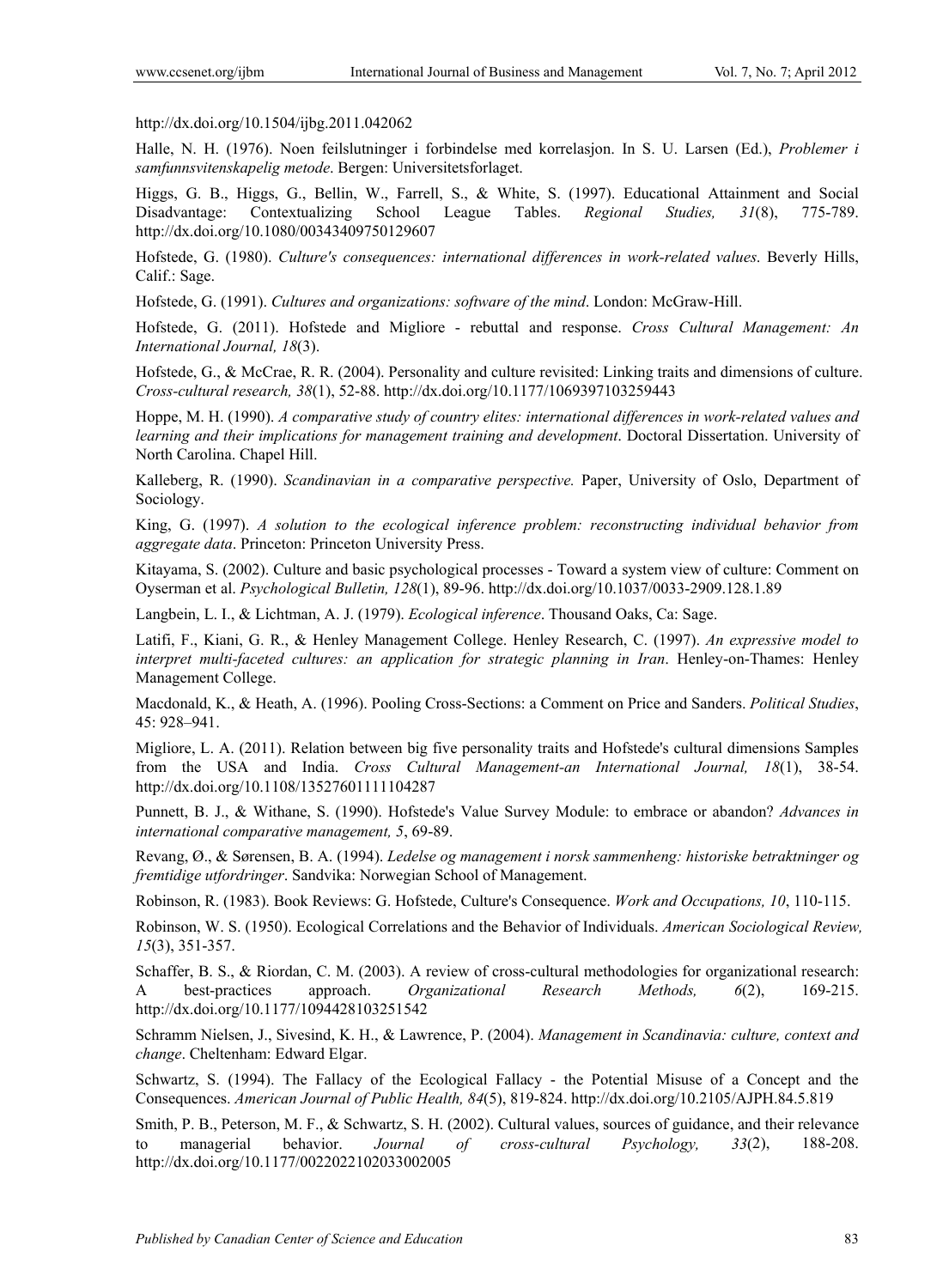http://dx.doi.org/10.1504/ijbg.2011.042062

Halle, N. H. (1976). Noen feilslutninger i forbindelse med korrelasjon. In S. U. Larsen (Ed.), *Problemer i samfunnsvitenskapelig metode*. Bergen: Universitetsforlaget.

Higgs, G. B., Higgs, G., Bellin, W., Farrell, S., & White, S. (1997). Educational Attainment and Social Disadvantage: Contextualizing School League Tables. *Regional Studies, 31*(8), 775-789. http://dx.doi.org/10.1080/00343409750129607

Hofstede, G. (1980). *Culture's consequences: international differences in work-related values*. Beverly Hills, Calif.: Sage.

Hofstede, G. (1991). *Cultures and organizations: software of the mind*. London: McGraw-Hill.

Hofstede, G. (2011). Hofstede and Migliore - rebuttal and response. *Cross Cultural Management: An International Journal, 18*(3).

Hofstede, G., & McCrae, R. R. (2004). Personality and culture revisited: Linking traits and dimensions of culture. *Cross-cultural research, 38*(1), 52-88. http://dx.doi.org/10.1177/1069397103259443

Hoppe, M. H. (1990). *A comparative study of country elites: international differences in work-related values and learning and their implications for management training and development*. Doctoral Dissertation. University of North Carolina. Chapel Hill.

Kalleberg, R. (1990). *Scandinavian in a comparative perspective.* Paper, University of Oslo, Department of Sociology.

King, G. (1997). *A solution to the ecological inference problem: reconstructing individual behavior from aggregate data*. Princeton: Princeton University Press.

Kitayama, S. (2002). Culture and basic psychological processes - Toward a system view of culture: Comment on Oyserman et al. *Psychological Bulletin, 128*(1), 89-96. http://dx.doi.org/10.1037/0033-2909.128.1.89

Langbein, L. I., & Lichtman, A. J. (1979). *Ecological inference*. Thousand Oaks, Ca: Sage.

Latifi, F., Kiani, G. R., & Henley Management College. Henley Research, C. (1997). *An expressive model to interpret multi-faceted cultures: an application for strategic planning in Iran*. Henley-on-Thames: Henley Management College.

Macdonald, K., & Heath, A. (1996). Pooling Cross-Sections: a Comment on Price and Sanders. *Political Studies*, 45: 928–941.

Migliore, L. A. (2011). Relation between big five personality traits and Hofstede's cultural dimensions Samples from the USA and India. *Cross Cultural Management-an International Journal, 18*(1), 38-54. http://dx.doi.org/10.1108/13527601111104287

Punnett, B. J., & Withane, S. (1990). Hofstede's Value Survey Module: to embrace or abandon? *Advances in international comparative management, 5*, 69-89.

Revang, Ø., & Sørensen, B. A. (1994). *Ledelse og management i norsk sammenheng: historiske betraktninger og fremtidige utfordringer*. Sandvika: Norwegian School of Management.

Robinson, R. (1983). Book Reviews: G. Hofstede, Culture's Consequence. *Work and Occupations, 10*, 110-115.

Robinson, W. S. (1950). Ecological Correlations and the Behavior of Individuals. *American Sociological Review, 15*(3), 351-357.

Schaffer, B. S., & Riordan, C. M. (2003). A review of cross-cultural methodologies for organizational research: A best-practices approach. *Organizational Research Methods, 6*(2), 169-215. http://dx.doi.org/10.1177/1094428103251542

Schramm Nielsen, J., Sivesind, K. H., & Lawrence, P. (2004). *Management in Scandinavia: culture, context and change*. Cheltenham: Edward Elgar.

Schwartz, S. (1994). The Fallacy of the Ecological Fallacy - the Potential Misuse of a Concept and the Consequences. *American Journal of Public Health, 84*(5), 819-824. http://dx.doi.org/10.2105/AJPH.84.5.819

Smith, P. B., Peterson, M. F., & Schwartz, S. H. (2002). Cultural values, sources of guidance, and their relevance to managerial behavior. *Journal of cross-cultural Psychology, 33*(2), 188-208. http://dx.doi.org/10.1177/0022022102033002005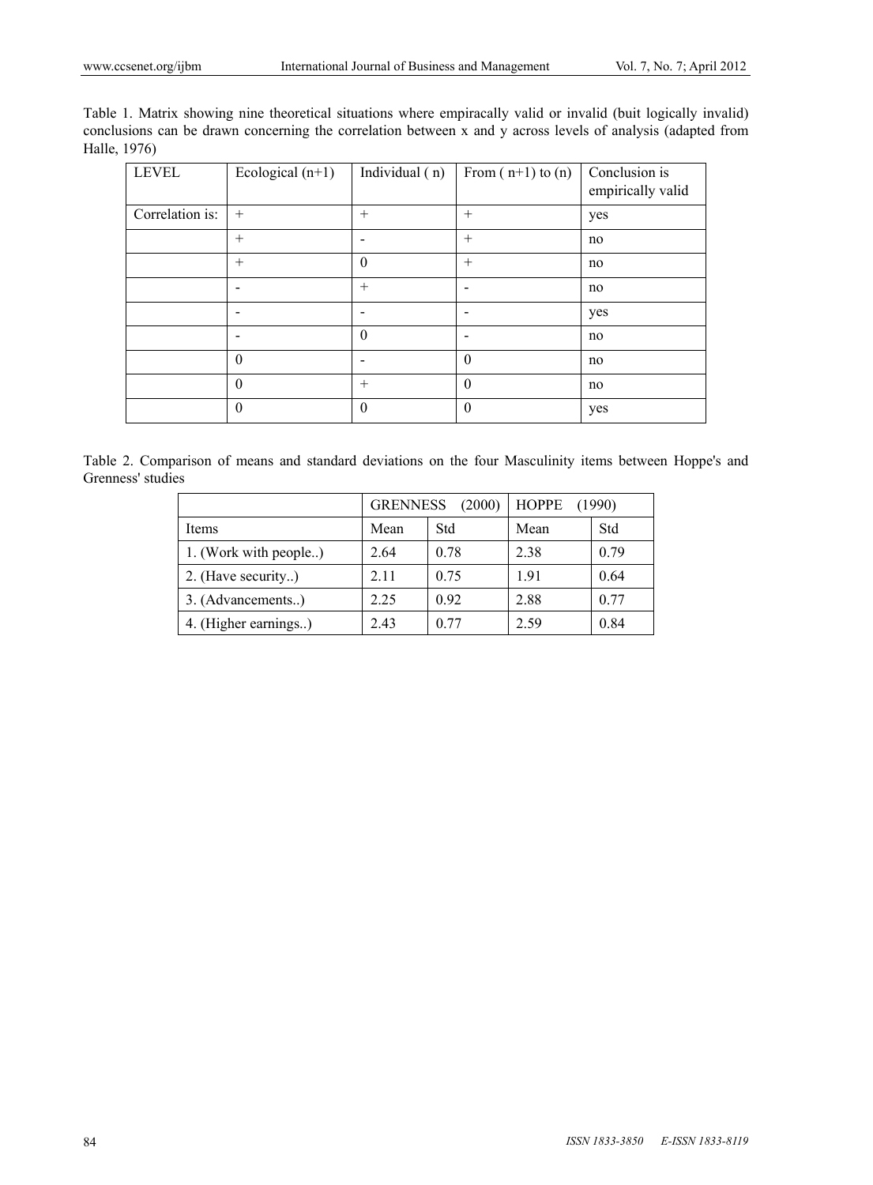Table 1. Matrix showing nine theoretical situations where empiracally valid or invalid (buit logically invalid) conclusions can be drawn concerning the correlation between x and y across levels of analysis (adapted from Halle, 1976)

| LEVEL | Ecological (n+1) | Individual ( n) | From ( n+1) to (n) | Conclusion is empirically valid |
|---|---|---|---|---|
| Correlation is: | + | + | + | yes |
| | + | - | + | no |
| | + | 0 | + | no |
| | - | + | - | no |
| | - | - | - | yes |
| | - | 0 | - | no |
| | 0 | - | 0 | no |
| | 0 | + | 0 | no |
| | 0 | 0 | 0 | yes |

Table 2. Comparison of means and standard deviations on the four Masculinity items between Hoppe's and Grenness' studies

| | GRENNESS (2000) | | HOPPE (1990) | |
|---|---|---|---|---|
| Items | Mean | Std | Mean | Std |
| 1. (Work with people..) | 2.64 | 0.78 | 2.38 | 0.79 |
| 2. (Have security..) | 2.11 | 0.75 | 1.91 | 0.64 |
| 3. (Advancements..) | 2.25 | 0.92 | 2.88 | 0.77 |
| 4. (Higher earnings..) | 2.43 | 0.77 | 2.59 | 0.84 |